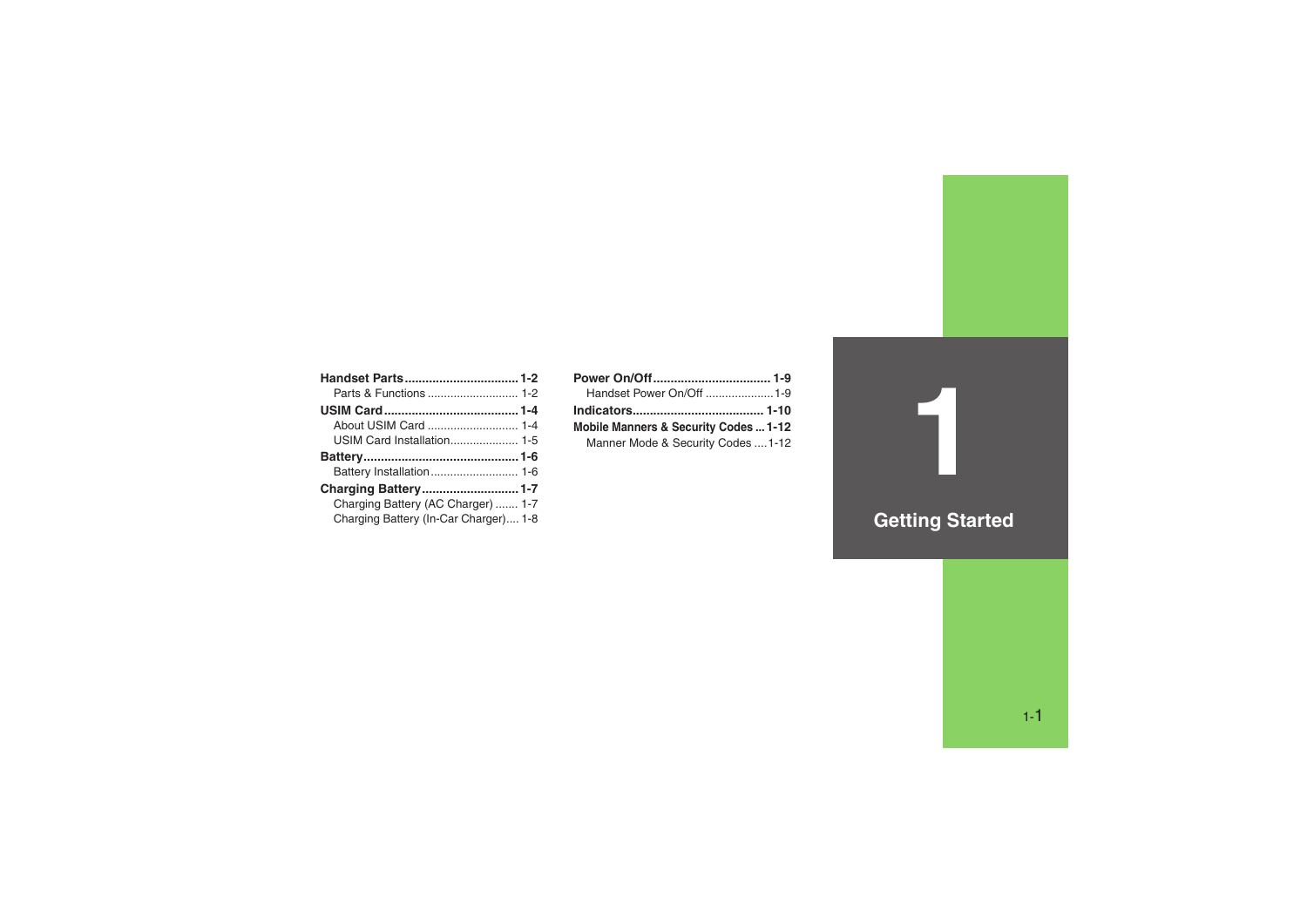# 1 Getting Started

**Handset Parts** ................................ **1-2**
- Parts & Functions ........................... 1-2

**USIM Card** ....................................... **1-4**
- About USIM Card ........................... 1-4
- USIM Card Installation.................... 1-5

**Battery** ............................................. **1-6**
- Battery Installation.......................... 1-6

**Charging Battery** ............................ **1-7**
- Charging Battery (AC Charger) ....... 1-7
- Charging Battery (In-Car Charger).... 1-8

**Power On/Off** .................................. **1-9**
- Handset Power On/Off .................... 1-9

**Indicators** ...................................... **1-10**

**Mobile Manners & Security Codes** ... **1-12**
- Manner Mode & Security Codes .... 1-12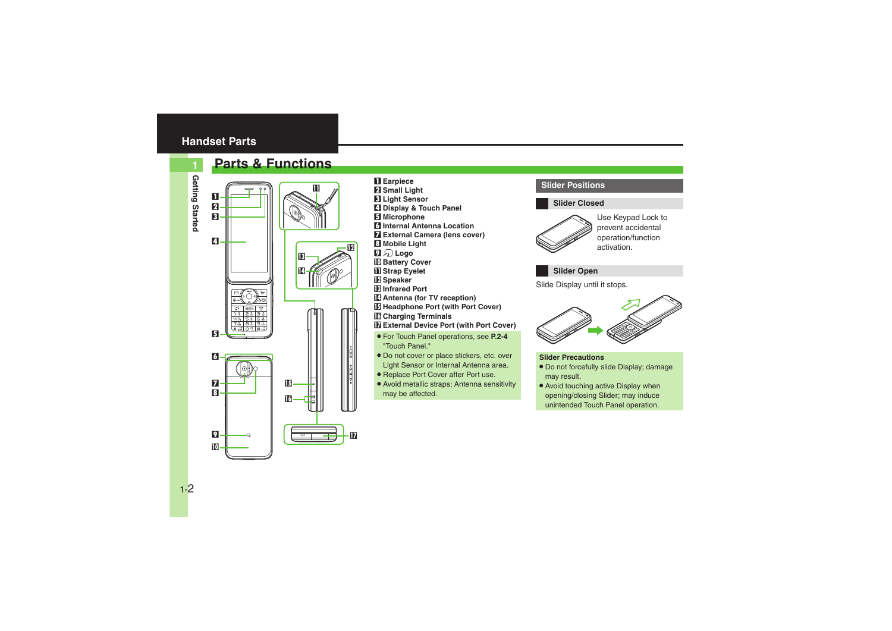# Handset Parts

## Parts & Functions

1. Earpiece
2. Small Light
3. Light Sensor
4. Display & Touch Panel
5. Microphone
6. Internal Antenna Location
7. External Camera (lens cover)
8. Mobile Light
9. Logo
10. Battery Cover
11. Strap Eyelet
12. Speaker
13. Infrared Port
14. Antenna (for TV reception)
15. Headphone Port (with Port Cover)
16. Charging Terminals
17. External Device Port (with Port Cover)

- For Touch Panel operations, see **P.2-4** "Touch Panel."
- Do not cover or place stickers, etc. over Light Sensor or Internal Antenna area.
- Replace Port Cover after Port use.
- Avoid metallic straps; Antenna sensitivity may be affected.

### Slider Positions

#### Slider Closed

Use Keypad Lock to prevent accidental operation/function activation.

#### Slider Open

Slide Display until it stops.

**Slider Precautions**

- Do not forcefully slide Display; damage may result.
- Avoid touching active Display when opening/closing Slider; may induce unintended Touch Panel operation.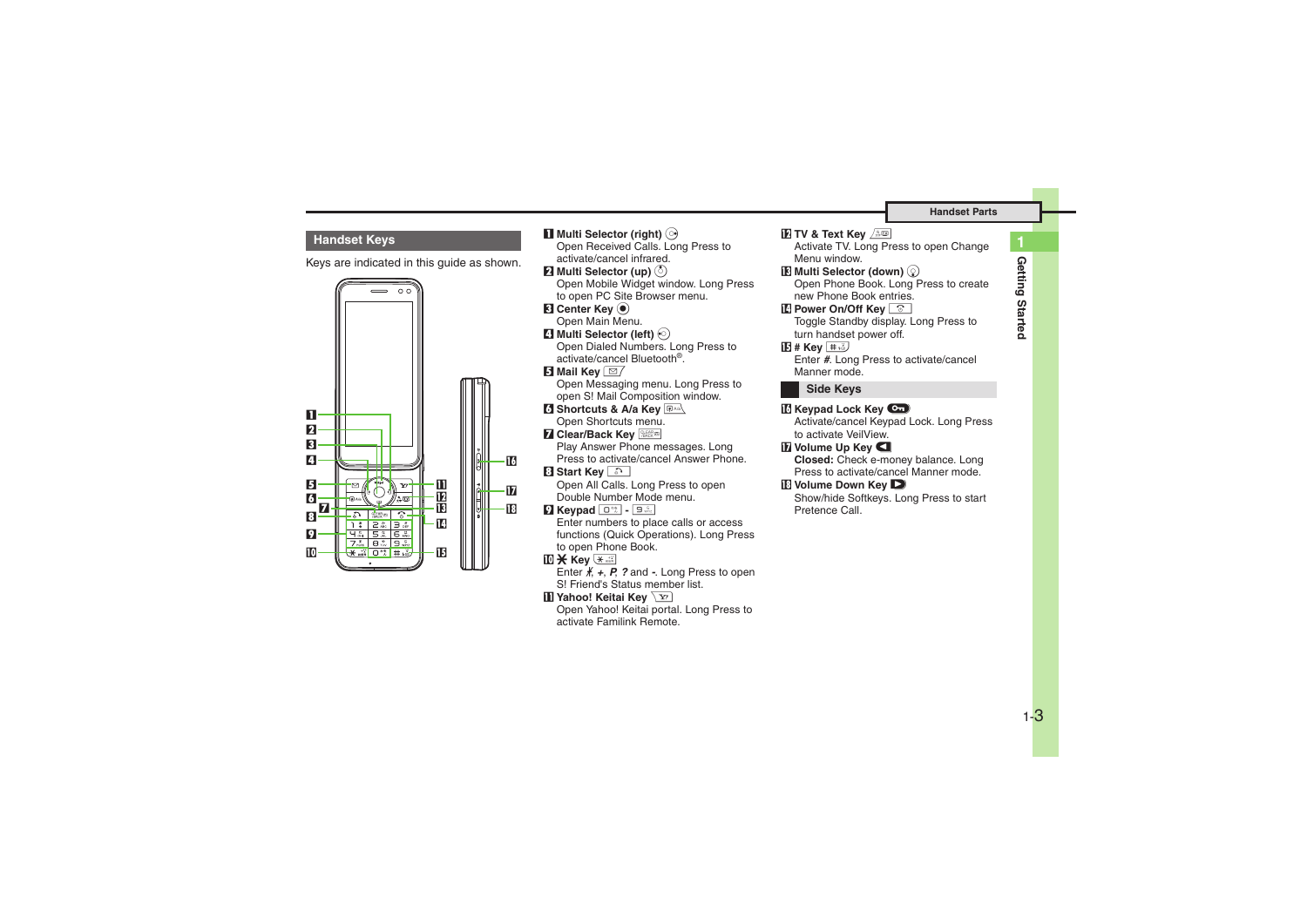## Handset Keys

Keys are indicated in this guide as shown.

1 **Multi Selector (right)**
Open Received Calls. Long Press to activate/cancel infrared.

2 **Multi Selector (up)**
Open Mobile Widget window. Long Press to open PC Site Browser menu.

3 **Center Key**
Open Main Menu.

4 **Multi Selector (left)**
Open Dialed Numbers. Long Press to activate/cancel Bluetooth®.

5 **Mail Key**
Open Messaging menu. Long Press to open S! Mail Composition window.

6 **Shortcuts & A/a Key**
Open Shortcuts menu.

7 **Clear/Back Key**
Play Answer Phone messages. Long Press to activate/cancel Answer Phone.

8 **Start Key**
Open All Calls. Long Press to open Double Number Mode menu.

9 **Keypad** - 
Enter numbers to place calls or access functions (Quick Operations). Long Press to open Phone Book.

10 **\* Key**
Enter *, +, P, ? and -. Long Press to open S! Friend's Status member list.

11 **Yahoo! Keitai Key**
Open Yahoo! Keitai portal. Long Press to activate Familink Remote.

12 **TV & Text Key**
Activate TV. Long Press to open Change Menu window.

13 **Multi Selector (down)**
Open Phone Book. Long Press to create new Phone Book entries.

14 **Power On/Off Key**
Toggle Standby display. Long Press to turn handset power off.

15 **# Key**
Enter #. Long Press to activate/cancel Manner mode.

### Side Keys

16 **Keypad Lock Key**
Activate/cancel Keypad Lock. Long Press to activate VeilView.

17 **Volume Up Key**
**Closed:** Check e-money balance. Long Press to activate/cancel Manner mode.

18 **Volume Down Key**
Show/hide Softkeys. Long Press to start Pretence Call.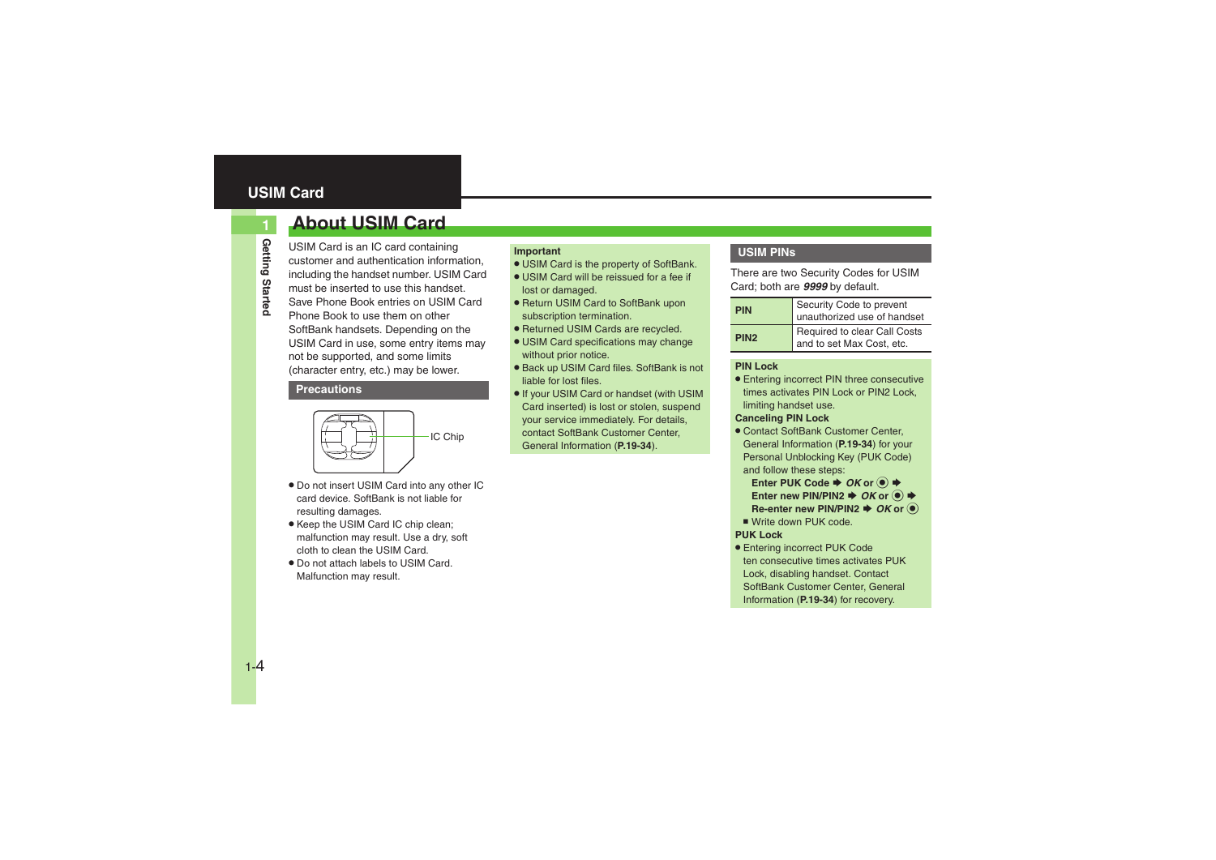# USIM Card

## About USIM Card

USIM Card is an IC card containing customer and authentication information, including the handset number. USIM Card must be inserted to use this handset. Save Phone Book entries on USIM Card Phone Book to use them on other SoftBank handsets. Depending on the USIM Card in use, some entry items may not be supported, and some limits (character entry, etc.) may be lower.

### Precautions

IC Chip

- Do not insert USIM Card into any other IC card device. SoftBank is not liable for resulting damages.
- Keep the USIM Card IC chip clean; malfunction may result. Use a dry, soft cloth to clean the USIM Card.
- Do not attach labels to USIM Card. Malfunction may result.

**Important**

- USIM Card is the property of SoftBank.
- USIM Card will be reissued for a fee if lost or damaged.
- Return USIM Card to SoftBank upon subscription termination.
- Returned USIM Cards are recycled.
- USIM Card specifications may change without prior notice.
- Back up USIM Card files. SoftBank is not liable for lost files.
- If your USIM Card or handset (with USIM Card inserted) is lost or stolen, suspend your service immediately. For details, contact SoftBank Customer Center, General Information (**P.19-34**).

### USIM PINs

There are two Security Codes for USIM Card; both are ***9999*** by default.

| | |
|---|---|
| **PIN** | Security Code to prevent unauthorized use of handset |
| **PIN2** | Required to clear Call Costs and to set Max Cost, etc. |

**PIN Lock**

- Entering incorrect PIN three consecutive times activates PIN Lock or PIN2 Lock, limiting handset use.

**Canceling PIN Lock**

- Contact SoftBank Customer Center, General Information (**P.19-34**) for your Personal Unblocking Key (PUK Code) and follow these steps:

  **Enter PUK Code ➡ *OK* or ◉ ➡ Enter new PIN/PIN2 ➡ *OK* or ◉ ➡ Re-enter new PIN/PIN2 ➡ *OK* or ◉**

  - Write down PUK code.

**PUK Lock**

- Entering incorrect PUK Code ten consecutive times activates PUK Lock, disabling handset. Contact SoftBank Customer Center, General Information (**P.19-34**) for recovery.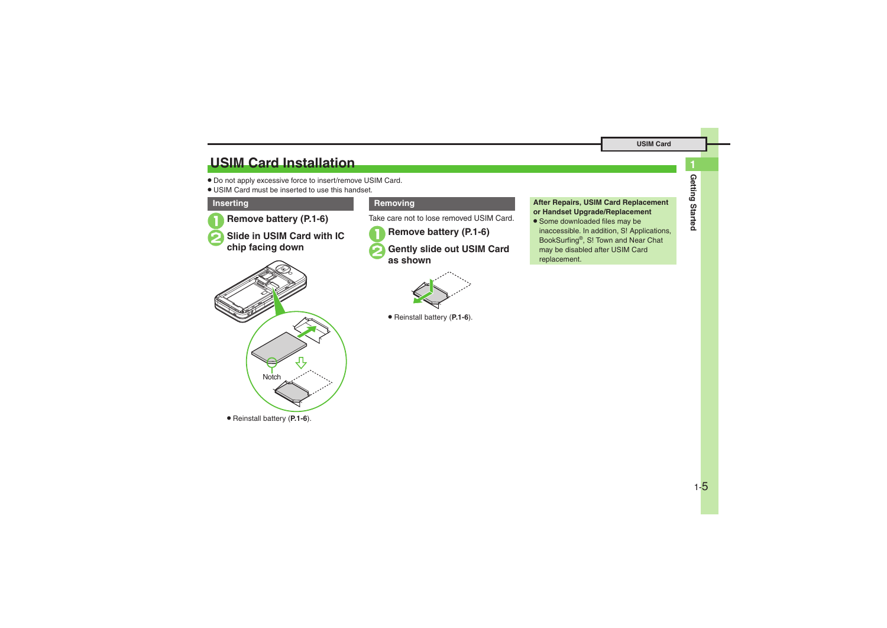# USIM Card Installation

- Do not apply excessive force to insert/remove USIM Card.
- USIM Card must be inserted to use this handset.

## Inserting

**1 Remove battery (P.1-6)**

**2 Slide in USIM Card with IC chip facing down**

Notch

- Reinstall battery (**P.1-6**).

## Removing

Take care not to lose removed USIM Card.

**1 Remove battery (P.1-6)**

**2 Gently slide out USIM Card as shown**

- Reinstall battery (**P.1-6**).

**After Repairs, USIM Card Replacement or Handset Upgrade/Replacement**

- Some downloaded files may be inaccessible. In addition, S! Applications, BookSurfing®, S! Town and Near Chat may be disabled after USIM Card replacement.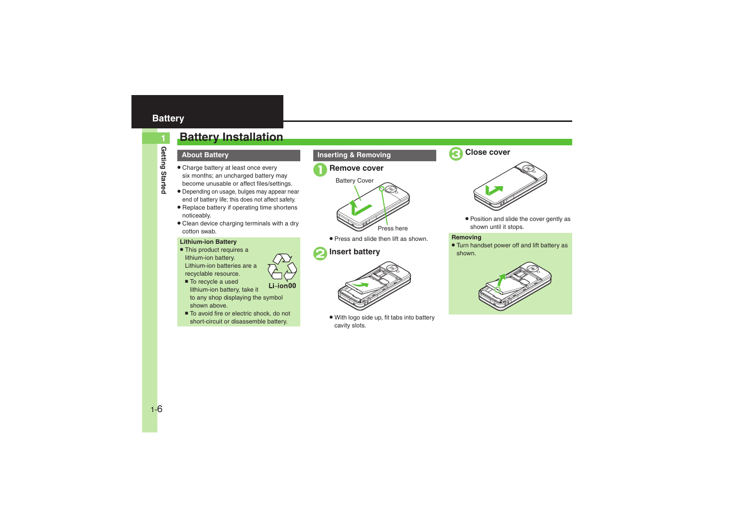# Battery Installation

## About Battery

- Charge battery at least once every six months; an uncharged battery may become unusable or affect files/settings.
- Depending on usage, bulges may appear near end of battery life; this does not affect safety.
- Replace battery if operating time shortens noticeably.
- Clean device charging terminals with a dry cotton swab.

**Lithium-ion Battery**

- This product requires a lithium-ion battery. Lithium-ion batteries are a recyclable resource.
  - To recycle a used lithium-ion battery, take it to any shop displaying the symbol shown above.
  - To avoid fire or electric shock, do not short-circuit or disassemble battery.

Li-ion00

## Inserting & Removing

### 1 Remove cover

Battery Cover

Press here

- Press and slide then lift as shown.

### 2 Insert battery

- With logo side up, fit tabs into battery cavity slots.

### 3 Close cover

- Position and slide the cover gently as shown until it stops.

**Removing**

- Turn handset power off and lift battery as shown.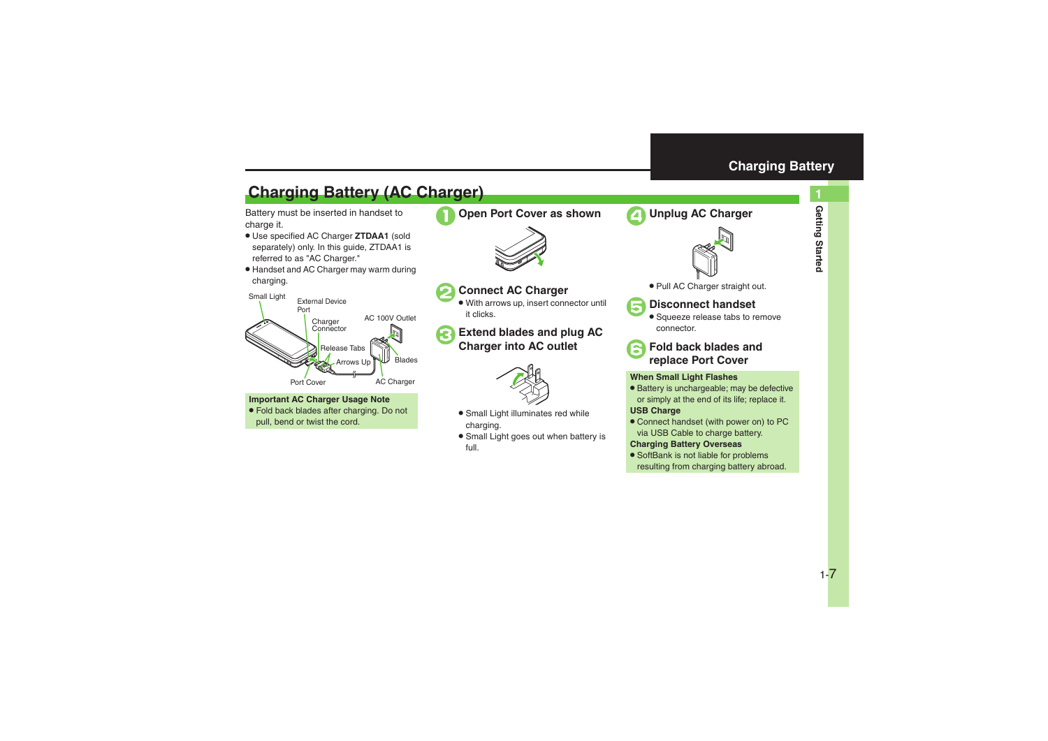## Charging Battery (AC Charger)

Battery must be inserted in handset to charge it.

- Use specified AC Charger **ZTDAA1** (sold separately) only. In this guide, ZTDAA1 is referred to as "AC Charger."
- Handset and AC Charger may warm during charging.

Small Light, External Device Port, Charger Connector, AC 100V Outlet, Release Tabs, Arrows Up, Blades, Port Cover, AC Charger

**Important AC Charger Usage Note**

- Fold back blades after charging. Do not pull, bend or twist the cord.

### 1 Open Port Cover as shown

### 2 Connect AC Charger

- With arrows up, insert connector until it clicks.

### 3 Extend blades and plug AC Charger into AC outlet

- Small Light illuminates red while charging.
- Small Light goes out when battery is full.

### 4 Unplug AC Charger

- Pull AC Charger straight out.

### 5 Disconnect handset

- Squeeze release tabs to remove connector.

### 6 Fold back blades and replace Port Cover

**When Small Light Flashes**

- Battery is unchargeable; may be defective or simply at the end of its life; replace it.

**USB Charge**

- Connect handset (with power on) to PC via USB Cable to charge battery.

**Charging Battery Overseas**

- SoftBank is not liable for problems resulting from charging battery abroad.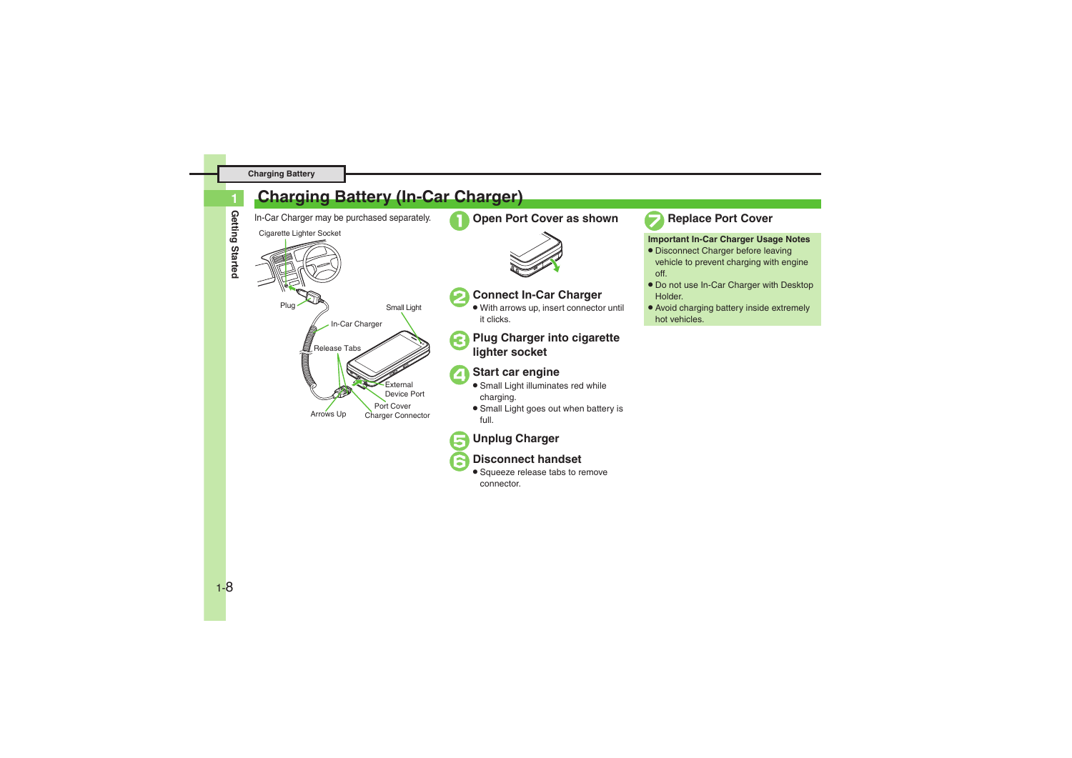## Charging Battery (In-Car Charger)

In-Car Charger may be purchased separately.

Cigarette Lighter Socket

Plug

In-Car Charger

Small Light

Release Tabs

External Device Port

Port Cover

Arrows Up

Charger Connector

### 1 Open Port Cover as shown

### 2 Connect In-Car Charger

- With arrows up, insert connector until it clicks.

### 3 Plug Charger into cigarette lighter socket

### 4 Start car engine

- Small Light illuminates red while charging.
- Small Light goes out when battery is full.

### 5 Unplug Charger

### 6 Disconnect handset

- Squeeze release tabs to remove connector.

### 7 Replace Port Cover

**Important In-Car Charger Usage Notes**

- Disconnect Charger before leaving vehicle to prevent charging with engine off.
- Do not use In-Car Charger with Desktop Holder.
- Avoid charging battery inside extremely hot vehicles.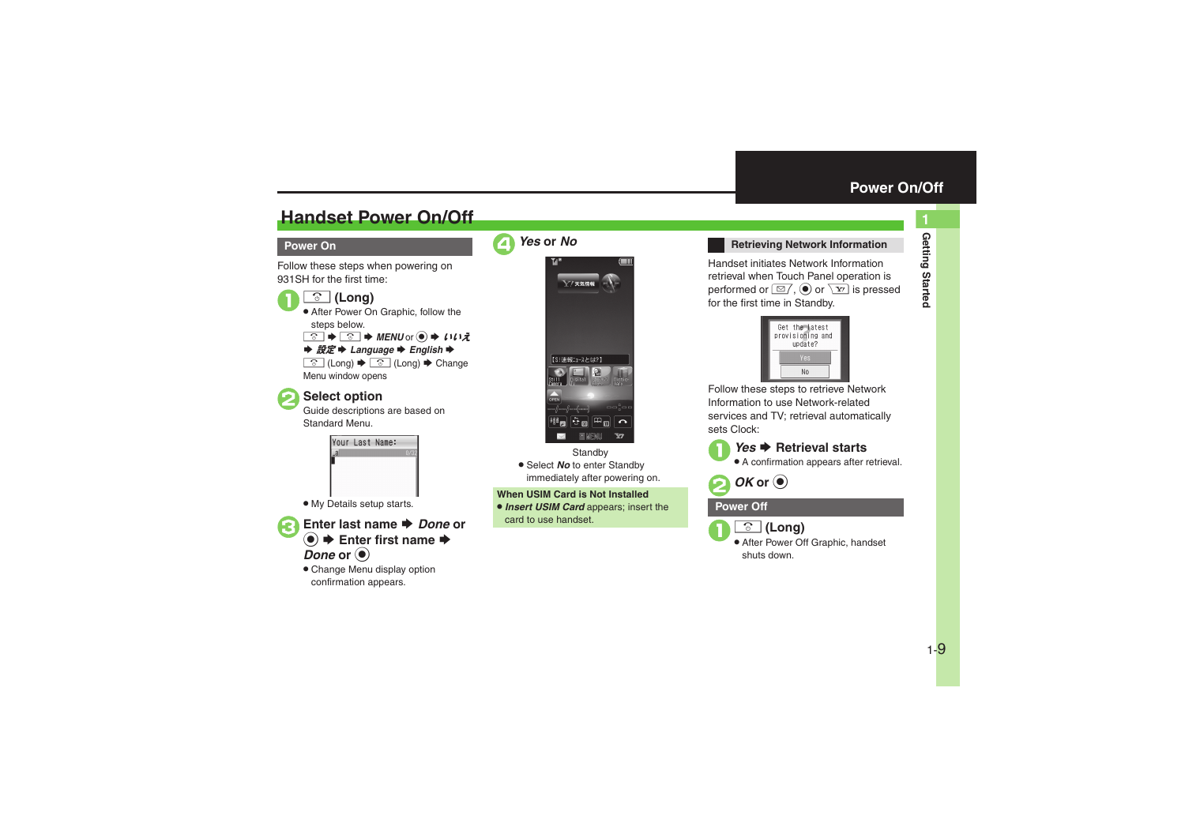# Handset Power On/Off

## Power On

Follow these steps when powering on 931SH for the first time:

**1** [key] **(Long)**

- After Power On Graphic, follow the steps below.
  [key] ➡ [key] ➡ ***MENU*** or ◉ ➡ ***いいえ*** ➡ ***設定*** ➡ ***Language*** ➡ ***English*** ➡ [key] (Long) ➡ [key] (Long) ➡ Change Menu window opens

**2** **Select option**

Guide descriptions are based on Standard Menu.

- My Details setup starts.

**3** **Enter last name** ➡ ***Done*** **or** ◉ ➡ **Enter first name** ➡ ***Done*** **or** ◉

- Change Menu display option confirmation appears.

**4** ***Yes*** **or** ***No***

Standby

- Select ***No*** to enter Standby immediately after powering on.

**When USIM Card is Not Installed**

- ***Insert USIM Card*** appears; insert the card to use handset.

## Retrieving Network Information

Handset initiates Network Information retrieval when Touch Panel operation is performed or [key], ◉ or [key] is pressed for the first time in Standby.

Follow these steps to retrieve Network Information to use Network-related services and TV; retrieval automatically sets Clock:

**1** ***Yes*** ➡ **Retrieval starts**

- A confirmation appears after retrieval.

**2** ***OK*** **or** ◉

## Power Off

**1** [key] **(Long)**

- After Power Off Graphic, handset shuts down.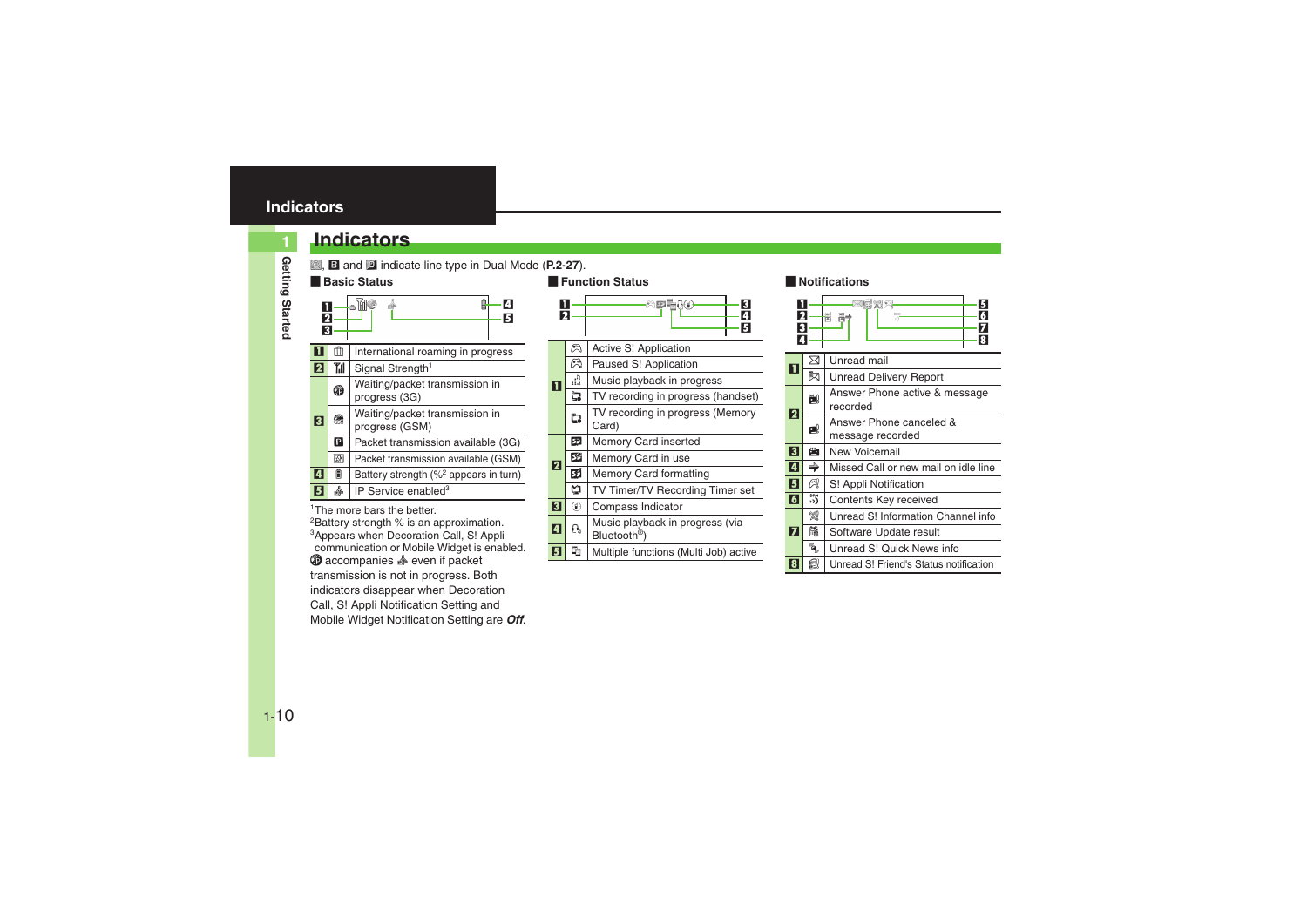# Indicators

, B and  indicate line type in Dual Mode (**P.2-27**).

### Basic Status

| No. | Icon | Description |
|---|---|---|
| 1 | | International roaming in progress |
| 2 | | Signal Strength[1] |
| 3 | | Waiting/packet transmission in progress (3G) |
| | | Waiting/packet transmission in progress (GSM) |
| | P | Packet transmission available (3G) |
| | | Packet transmission available (GSM) |
| 4 | | Battery strength (%[2] appears in turn) |
| 5 | | IP Service enabled[3] |

[1]The more bars the better.
[2]Battery strength % is an approximation.
[3]Appears when Decoration Call, S! Appli communication or Mobile Widget is enabled. accompanies even if packet transmission is not in progress. Both indicators disappear when Decoration Call, S! Appli Notification Setting and Mobile Widget Notification Setting are ***Off***.

### Function Status

| No. | Icon | Description |
|---|---|---|
| 1 | | Active S! Application |
| | | Paused S! Application |
| | | Music playback in progress |
| | | TV recording in progress (handset) |
| | | TV recording in progress (Memory Card) |
| 2 | | Memory Card inserted |
| | | Memory Card in use |
| | | Memory Card formatting |
| | | TV Timer/TV Recording Timer set |
| 3 | | Compass Indicator |
| 4 | | Music playback in progress (via Bluetooth®) |
| 5 | | Multiple functions (Multi Job) active |

### Notifications

| No. | Icon | Description |
|---|---|---|
| 1 | | Unread mail |
| | | Unread Delivery Report |
| 2 | | Answer Phone active & message recorded |
| | | Answer Phone canceled & message recorded |
| 3 | | New Voicemail |
| 4 | | Missed Call or new mail on idle line |
| 5 | | S! Appli Notification |
| 6 | | Contents Key received |
| 7 | | Unread S! Information Channel info |
| | | Software Update result |
| | | Unread S! Quick News info |
| 8 | | Unread S! Friend's Status notification |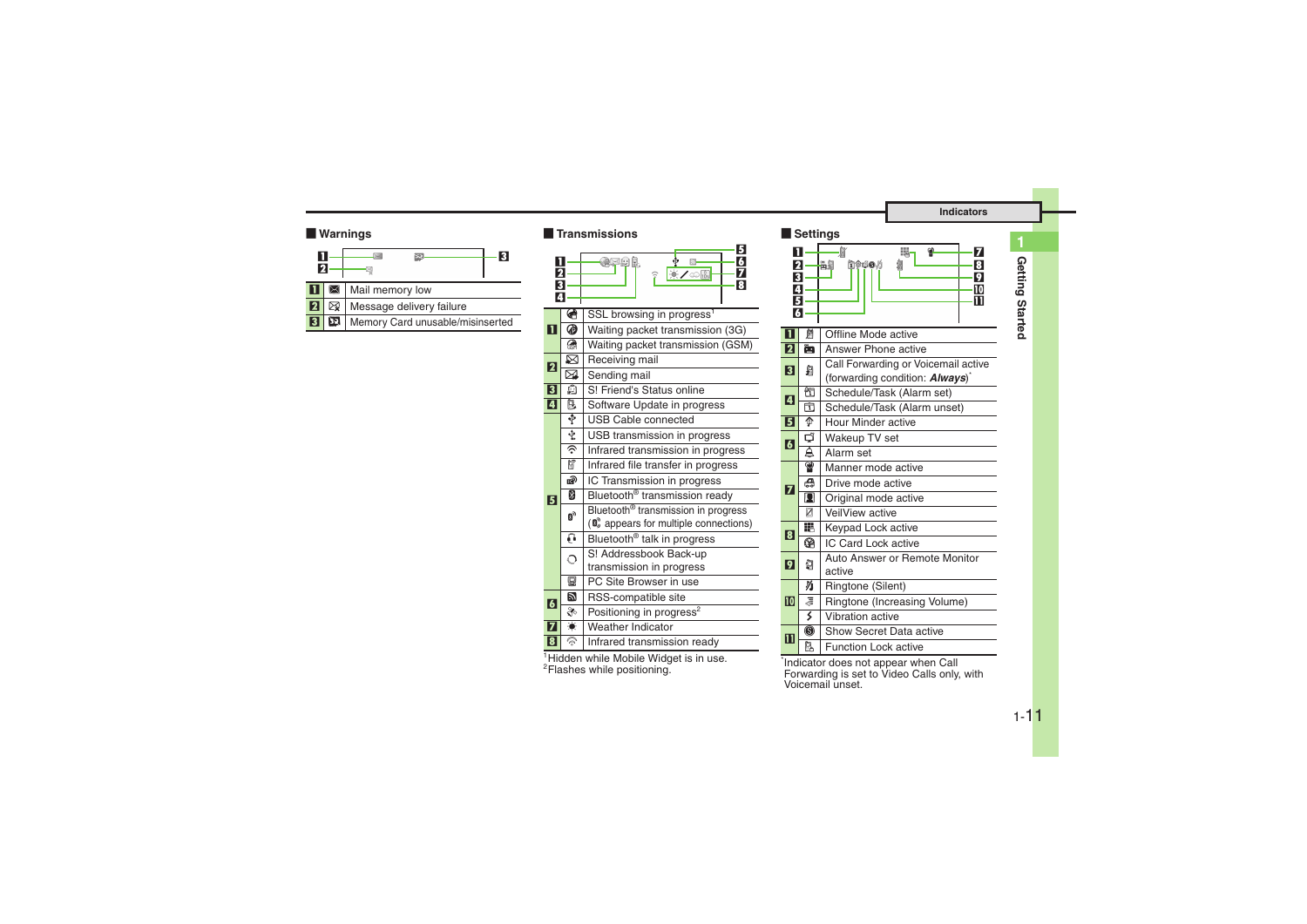## Warnings

| | | |
|---|---|---|
| 1 | | Mail memory low |
| 2 | | Message delivery failure |
| 3 | | Memory Card unusable/misinserted |

## Transmissions

| | | |
|---|---|---|
| 1 | | SSL browsing in progress[1] |
| | | Waiting packet transmission (3G) |
| | | Waiting packet transmission (GSM) |
| 2 | | Receiving mail |
| | | Sending mail |
| 3 | | S! Friend's Status online |
| 4 | | Software Update in progress |
| 5 | | USB Cable connected |
| | | USB transmission in progress |
| | | Infrared transmission in progress |
| | | Infrared file transfer in progress |
| | | IC Transmission in progress |
| | | Bluetooth® transmission ready |
| | | Bluetooth® transmission in progress ( appears for multiple connections) |
| | | Bluetooth® talk in progress |
| | | S! Addressbook Back-up transmission in progress |
| | | PC Site Browser in use |
| 6 | | RSS-compatible site |
| | | Positioning in progress[2] |
| 7 | | Weather Indicator |
| 8 | | Infrared transmission ready |

[1]Hidden while Mobile Widget is in use.
[2]Flashes while positioning.

## Settings

| | | |
|---|---|---|
| 1 | | Offline Mode active |
| 2 | | Answer Phone active |
| 3 | | Call Forwarding or Voicemail active (forwarding condition: ***Always***)* |
| 4 | | Schedule/Task (Alarm set) |
| | | Schedule/Task (Alarm unset) |
| 5 | | Hour Minder active |
| 6 | | Wakeup TV set |
| | | Alarm set |
| 7 | | Manner mode active |
| | | Drive mode active |
| | | Original mode active |
| | | VeilView active |
| 8 | | Keypad Lock active |
| | | IC Card Lock active |
| 9 | | Auto Answer or Remote Monitor active |
| 10 | | Ringtone (Silent) |
| | | Ringtone (Increasing Volume) |
| | | Vibration active |
| 11 | | Show Secret Data active |
| | | Function Lock active |

*Indicator does not appear when Call Forwarding is set to Video Calls only, with Voicemail unset.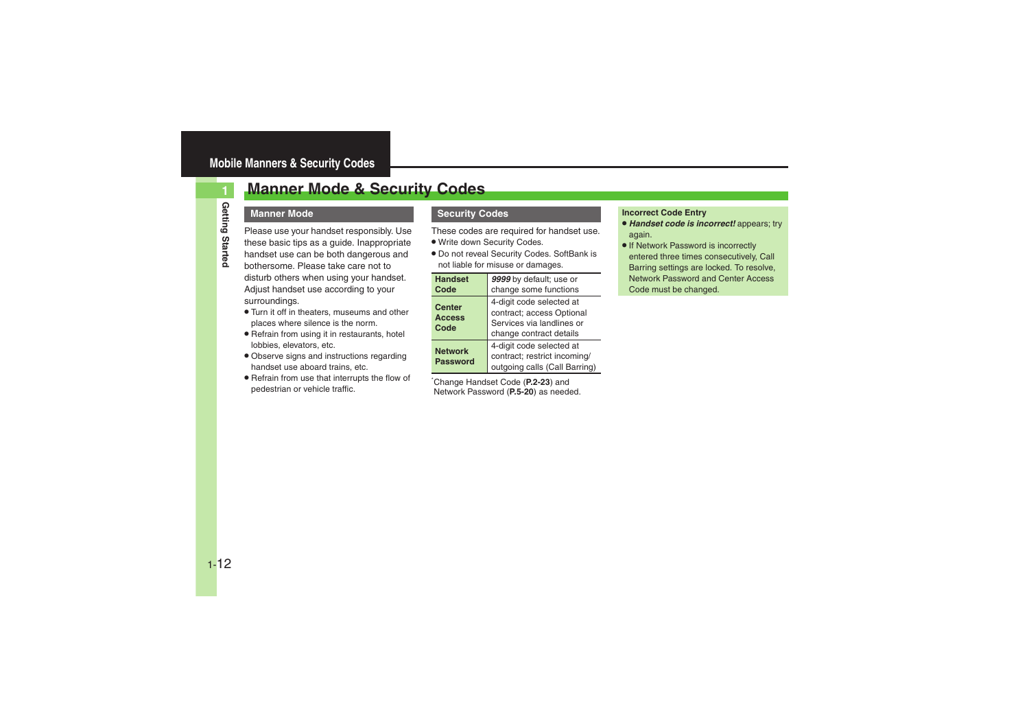# Manner Mode & Security Codes

## Manner Mode

Please use your handset responsibly. Use these basic tips as a guide. Inappropriate handset use can be both dangerous and bothersome. Please take care not to disturb others when using your handset. Adjust handset use according to your surroundings.

- Turn it off in theaters, museums and other places where silence is the norm.
- Refrain from using it in restaurants, hotel lobbies, elevators, etc.
- Observe signs and instructions regarding handset use aboard trains, etc.
- Refrain from use that interrupts the flow of pedestrian or vehicle traffic.

## Security Codes

These codes are required for handset use.

- Write down Security Codes.
- Do not reveal Security Codes. SoftBank is not liable for misuse or damages.

| | |
|---|---|
| **Handset Code** | ***9999*** by default; use or change some functions |
| **Center Access Code** | 4-digit code selected at contract; access Optional Services via landlines or change contract details |
| **Network Password** | 4-digit code selected at contract; restrict incoming/ outgoing calls (Call Barring) |

*Change Handset Code (**P.2-23**) and Network Password (**P.5-20**) as needed.

**Incorrect Code Entry**

- ***Handset code is incorrect!*** appears; try again.
- If Network Password is incorrectly entered three times consecutively, Call Barring settings are locked. To resolve, Network Password and Center Access Code must be changed.